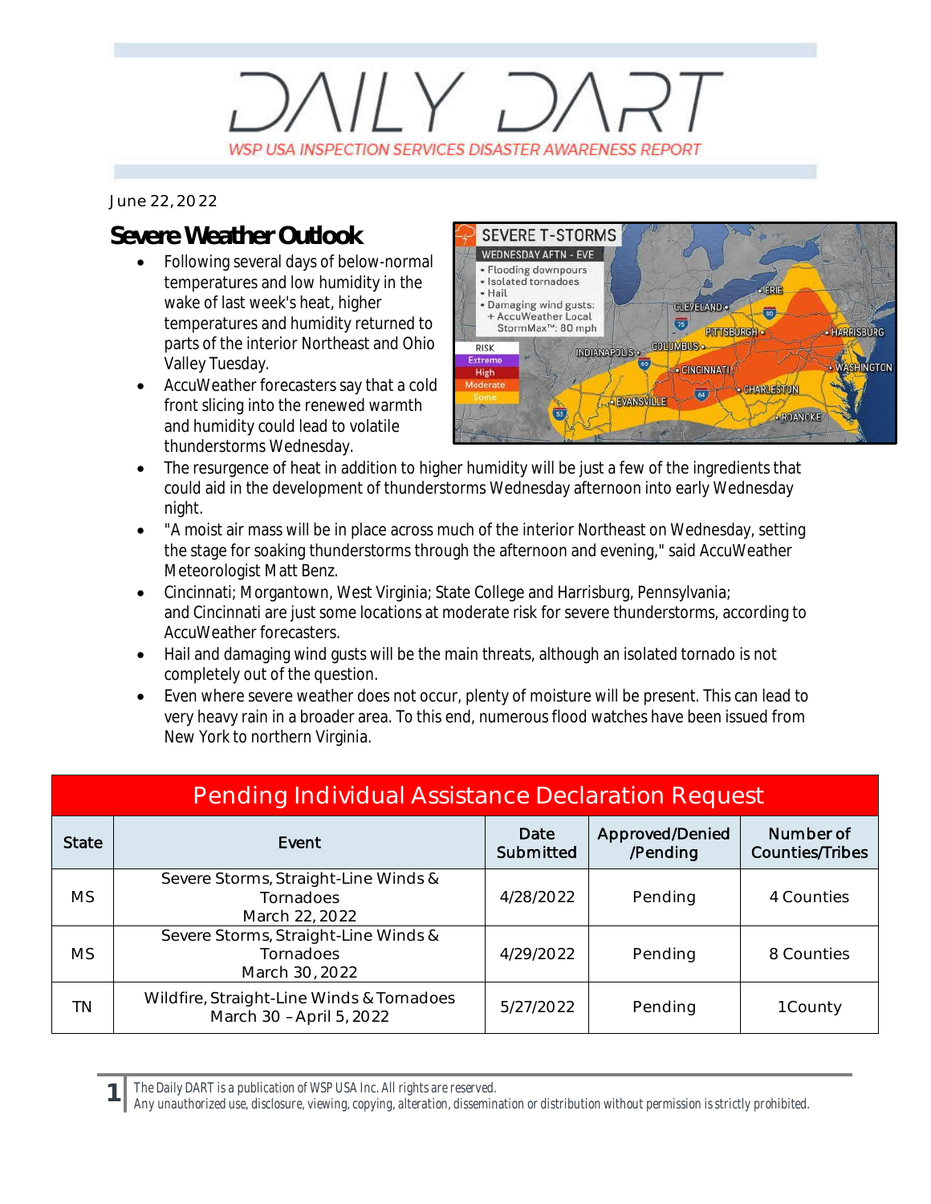# DAILY DART

WSP USA INSPECTION SERVICES DISASTER AWARENESS REPORT

June 22, 2022

## Severe Weather Outlook

- Following several days of below-normal temperatures and low humidity in the wake of last week's heat, higher temperatures and humidity returned to parts of the interior Northeast and Ohio Valley Tuesday.
- AccuWeather forecasters say that a cold front slicing into the renewed warmth and humidity could lead to volatile thunderstorms Wednesday.
- The resurgence of heat in addition to higher humidity will be just a few of the ingredients that could aid in the development of thunderstorms Wednesday afternoon into early Wednesday night.
- "A moist air mass will be in place across much of the interior Northeast on Wednesday, setting the stage for soaking thunderstorms through the afternoon and evening," said AccuWeather Meteorologist Matt Benz.
- Cincinnati; Morgantown, West Virginia; State College and Harrisburg, Pennsylvania; and Cincinnati are just some locations at moderate risk for severe thunderstorms, according to AccuWeather forecasters.
- Hail and damaging wind gusts will be the main threats, although an isolated tornado is not completely out of the question.
- Even where severe weather does not occur, plenty of moisture will be present. This can lead to very heavy rain in a broader area. To this end, numerous flood watches have been issued from New York to northern Virginia.

| Pending Individual Assistance Declaration Request | | | | |
|---|---|---|---|---|
| State | Event | Date Submitted | Approved/Denied /Pending | Number of Counties/Tribes |
| MS | Severe Storms, Straight-Line Winds & Tornadoes March 22, 2022 | 4/28/2022 | Pending | 4 Counties |
| MS | Severe Storms, Straight-Line Winds & Tornadoes March 30, 2022 | 4/29/2022 | Pending | 8 Counties |
| TN | Wildfire, Straight-Line Winds & Tornadoes March 30 – April 5, 2022 | 5/27/2022 | Pending | 1County |

*The Daily DART is a publication of WSP USA Inc. All rights are reserved.*
*Any unauthorized use, disclosure, viewing, copying, alteration, dissemination or distribution without permission is strictly prohibited.*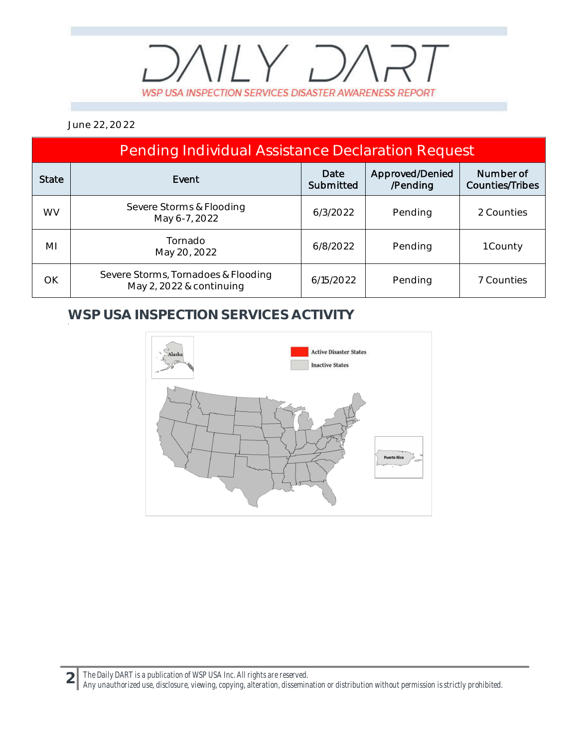# DAILY DART

WSP USA INSPECTION SERVICES DISASTER AWARENESS REPORT

June 22, 2022

## Pending Individual Assistance Declaration Request

| State | Event | Date Submitted | Approved/Denied /Pending | Number of Counties/Tribes |
|---|---|---|---|---|
| WV | Severe Storms & Flooding May 6-7, 2022 | 6/3/2022 | Pending | 2 Counties |
| MI | Tornado May 20, 2022 | 6/8/2022 | Pending | 1 County |
| OK | Severe Storms, Tornadoes & Flooding May 2, 2022 & continuing | 6/15/2022 | Pending | 7 Counties |

## WSP USA INSPECTION SERVICES ACTIVITY

Alaska

Active Disaster States

Inactive States

Puerto Rico

The Daily DART is a publication of WSP USA Inc. All rights are reserved.
Any unauthorized use, disclosure, viewing, copying, alteration, dissemination or distribution without permission is strictly prohibited.